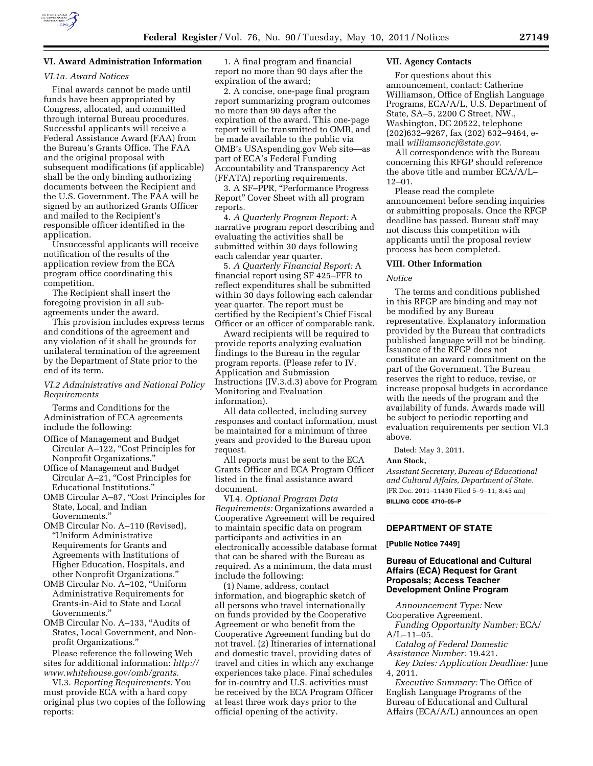### VI. Award Administration Information

*VI.1a. Award Notices*

Final awards cannot be made until funds have been appropriated by Congress, allocated, and committed through internal Bureau procedures. Successful applicants will receive a Federal Assistance Award (FAA) from the Bureau's Grants Office. The FAA and the original proposal with subsequent modifications (if applicable) shall be the only binding authorizing documents between the Recipient and the U.S. Government. The FAA will be signed by an authorized Grants Officer and mailed to the Recipient's responsible officer identified in the application.

Unsuccessful applicants will receive notification of the results of the application review from the ECA program office coordinating this competition.

The Recipient shall insert the foregoing provision in all sub-agreements under the award.

This provision includes express terms and conditions of the agreement and any violation of it shall be grounds for unilateral termination of the agreement by the Department of State prior to the end of its term.

*VI.2 Administrative and National Policy Requirements*

Terms and Conditions for the Administration of ECA agreements include the following:

Office of Management and Budget Circular A–122, "Cost Principles for Nonprofit Organizations."
Office of Management and Budget Circular A–21, "Cost Principles for Educational Institutions."
OMB Circular A–87, "Cost Principles for State, Local, and Indian Governments."
OMB Circular No. A–110 (Revised), "Uniform Administrative Requirements for Grants and Agreements with Institutions of Higher Education, Hospitals, and other Nonprofit Organizations."
OMB Circular No. A–102, "Uniform Administrative Requirements for Grants-in-Aid to State and Local Governments."
OMB Circular No. A–133, "Audits of States, Local Government, and Non-profit Organizations."

Please reference the following Web sites for additional information: *http://www.whitehouse.gov/omb/grants.*

VI.3. *Reporting Requirements:* You must provide ECA with a hard copy original plus two copies of the following reports:

1. A final program and financial report no more than 90 days after the expiration of the award;
2. A concise, one-page final program report summarizing program outcomes no more than 90 days after the expiration of the award. This one-page report will be transmitted to OMB, and be made available to the public via OMB's USAspending.gov Web site—as part of ECA's Federal Funding Accountability and Transparency Act (FFATA) reporting requirements.
3. A SF–PPR, "Performance Progress Report" Cover Sheet with all program reports.
4. *A Quarterly Program Report:* A narrative program report describing and evaluating the activities shall be submitted within 30 days following each calendar year quarter.
5. *A Quarterly Financial Report:* A financial report using SF 425–FFR to reflect expenditures shall be submitted within 30 days following each calendar year quarter. The report must be certified by the Recipient's Chief Fiscal Officer or an officer of comparable rank.

Award recipients will be required to provide reports analyzing evaluation findings to the Bureau in the regular program reports. (Please refer to IV. Application and Submission Instructions (IV.3.d.3) above for Program Monitoring and Evaluation information).

All data collected, including survey responses and contact information, must be maintained for a minimum of three years and provided to the Bureau upon request.

All reports must be sent to the ECA Grants Officer and ECA Program Officer listed in the final assistance award document.

VI.4. *Optional Program Data Requirements:* Organizations awarded a Cooperative Agreement will be required to maintain specific data on program participants and activities in an electronically accessible database format that can be shared with the Bureau as required. As a minimum, the data must include the following:

(1) Name, address, contact information, and biographic sketch of all persons who travel internationally on funds provided by the Cooperative Agreement or who benefit from the Cooperative Agreement funding but do not travel. (2) Itineraries of international and domestic travel, providing dates of travel and cities in which any exchange experiences take place. Final schedules for in-country and U.S. activities must be received by the ECA Program Officer at least three work days prior to the official opening of the activity.

### VII. Agency Contacts

For questions about this announcement, contact: Catherine Williamson, Office of English Language Programs, ECA/A/L, U.S. Department of State, SA–5, 2200 C Street, NW., Washington, DC 20522, telephone (202)632–9267, fax (202) 632–9464, e-mail *williamsoncj@state.gov.*

All correspondence with the Bureau concerning this RFGP should reference the above title and number ECA/A/L–12–01.

Please read the complete announcement before sending inquiries or submitting proposals. Once the RFGP deadline has passed, Bureau staff may not discuss this competition with applicants until the proposal review process has been completed.

### VIII. Other Information

*Notice*

The terms and conditions published in this RFGP are binding and may not be modified by any Bureau representative. Explanatory information provided by the Bureau that contradicts published language will not be binding. Issuance of the RFGP does not constitute an award commitment on the part of the Government. The Bureau reserves the right to reduce, revise, or increase proposal budgets in accordance with the needs of the program and the availability of funds. Awards made will be subject to periodic reporting and evaluation requirements per section VI.3 above.

Dated: May 3, 2011.

**Ann Stock,**

*Assistant Secretary, Bureau of Educational and Cultural Affairs, Department of State.*

[FR Doc. 2011–11430 Filed 5–9–11; 8:45 am]

**BILLING CODE 4710–05–P**

## DEPARTMENT OF STATE

**[Public Notice 7449]**

### Bureau of Educational and Cultural Affairs (ECA) Request for Grant Proposals; Access Teacher Development Online Program

*Announcement Type:* New Cooperative Agreement.

*Funding Opportunity Number:* ECA/A/L–11–05.

*Catalog of Federal Domestic Assistance Number:* 19.421.

*Key Dates: Application Deadline:* June 4, 2011.

*Executive Summary:* The Office of English Language Programs of the Bureau of Educational and Cultural Affairs (ECA/A/L) announces an open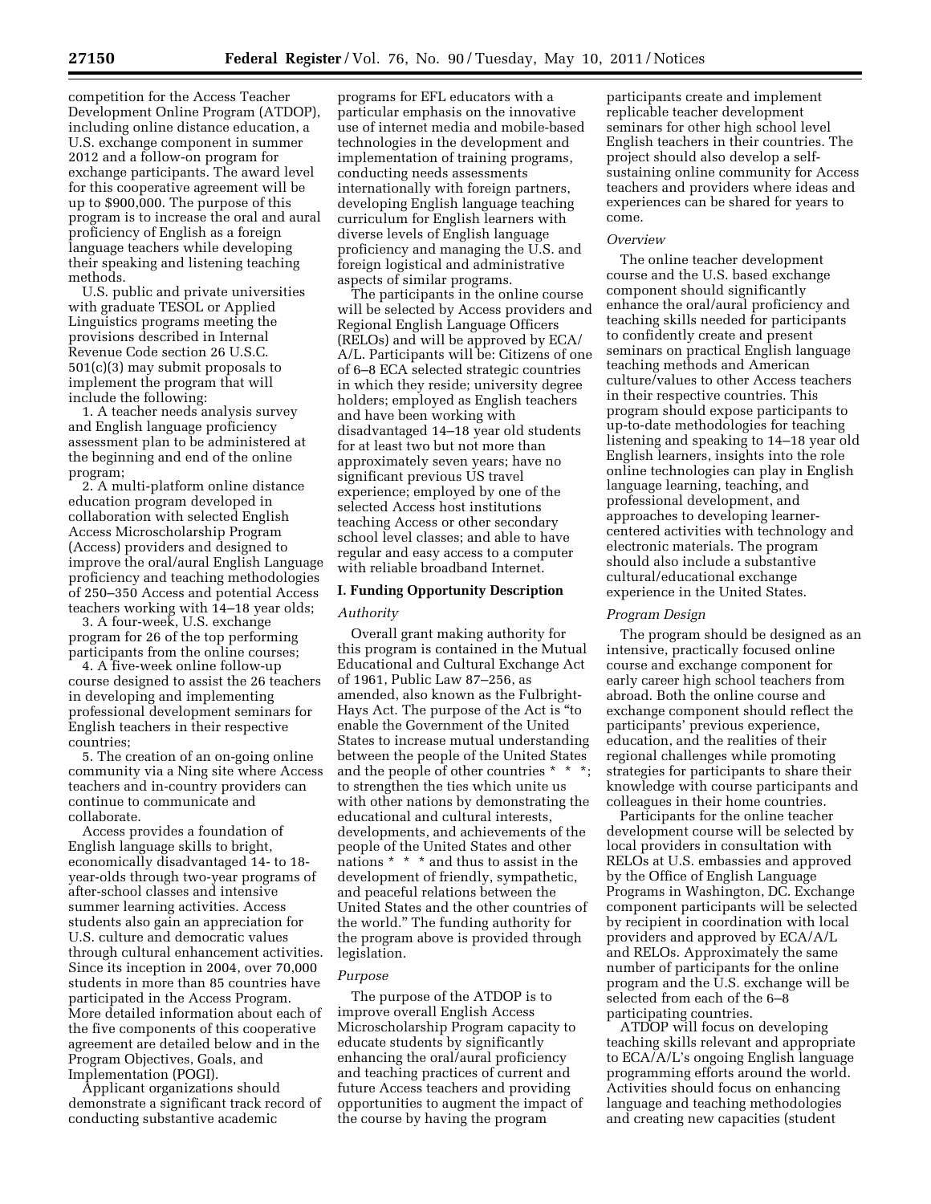competition for the Access Teacher Development Online Program (ATDOP), including online distance education, a U.S. exchange component in summer 2012 and a follow-on program for exchange participants. The award level for this cooperative agreement will be up to $900,000. The purpose of this program is to increase the oral and aural proficiency of English as a foreign language teachers while developing their speaking and listening teaching methods.

U.S. public and private universities with graduate TESOL or Applied Linguistics programs meeting the provisions described in Internal Revenue Code section 26 U.S.C. 501(c)(3) may submit proposals to implement the program that will include the following:

1. A teacher needs analysis survey and English language proficiency assessment plan to be administered at the beginning and end of the online program;
2. A multi-platform online distance education program developed in collaboration with selected English Access Microscholarship Program (Access) providers and designed to improve the oral/aural English Language proficiency and teaching methodologies of 250–350 Access and potential Access teachers working with 14–18 year olds;
3. A four-week, U.S. exchange program for 26 of the top performing participants from the online courses;
4. A five-week online follow-up course designed to assist the 26 teachers in developing and implementing professional development seminars for English teachers in their respective countries;
5. The creation of an on-going online community via a Ning site where Access teachers and in-country providers can continue to communicate and collaborate.

Access provides a foundation of English language skills to bright, economically disadvantaged 14- to 18-year-olds through two-year programs of after-school classes and intensive summer learning activities. Access students also gain an appreciation for U.S. culture and democratic values through cultural enhancement activities. Since its inception in 2004, over 70,000 students in more than 85 countries have participated in the Access Program. More detailed information about each of the five components of this cooperative agreement are detailed below and in the Program Objectives, Goals, and Implementation (POGI).

Applicant organizations should demonstrate a significant track record of conducting substantive academic programs for EFL educators with a particular emphasis on the innovative use of internet media and mobile-based technologies in the development and implementation of training programs, conducting needs assessments internationally with foreign partners, developing English language teaching curriculum for English learners with diverse levels of English language proficiency and managing the U.S. and foreign logistical and administrative aspects of similar programs.

The participants in the online course will be selected by Access providers and Regional English Language Officers (RELOs) and will be approved by ECA/A/L. Participants will be: Citizens of one of 6–8 ECA selected strategic countries in which they reside; university degree holders; employed as English teachers and have been working with disadvantaged 14–18 year old students for at least two but not more than approximately seven years; have no significant previous US travel experience; employed by one of the selected Access host institutions teaching Access or other secondary school level classes; and able to have regular and easy access to a computer with reliable broadband Internet.

## I. Funding Opportunity Description

*Authority*

Overall grant making authority for this program is contained in the Mutual Educational and Cultural Exchange Act of 1961, Public Law 87–256, as amended, also known as the Fulbright-Hays Act. The purpose of the Act is "to enable the Government of the United States to increase mutual understanding between the people of the United States and the people of other countries * * *; to strengthen the ties which unite us with other nations by demonstrating the educational and cultural interests, developments, and achievements of the people of the United States and other nations * * * and thus to assist in the development of friendly, sympathetic, and peaceful relations between the United States and the other countries of the world." The funding authority for the program above is provided through legislation.

*Purpose*

The purpose of the ATDOP is to improve overall English Access Microscholarship Program capacity to educate students by significantly enhancing the oral/aural proficiency and teaching practices of current and future Access teachers and providing opportunities to augment the impact of the course by having the program participants create and implement replicable teacher development seminars for other high school level English teachers in their countries. The project should also develop a self-sustaining online community for Access teachers and providers where ideas and experiences can be shared for years to come.

*Overview*

The online teacher development course and the U.S. based exchange component should significantly enhance the oral/aural proficiency and teaching skills needed for participants to confidently create and present seminars on practical English language teaching methods and American culture/values to other Access teachers in their respective countries. This program should expose participants to up-to-date methodologies for teaching listening and speaking to 14–18 year old English learners, insights into the role online technologies can play in English language learning, teaching, and professional development, and approaches to developing learner-centered activities with technology and electronic materials. The program should also include a substantive cultural/educational exchange experience in the United States.

*Program Design*

The program should be designed as an intensive, practically focused online course and exchange component for early career high school teachers from abroad. Both the online course and exchange component should reflect the participants' previous experience, education, and the realities of their regional challenges while promoting strategies for participants to share their knowledge with course participants and colleagues in their home countries.

Participants for the online teacher development course will be selected by local providers in consultation with RELOs at U.S. embassies and approved by the Office of English Language Programs in Washington, DC. Exchange component participants will be selected by recipient in coordination with local providers and approved by ECA/A/L and RELOs. Approximately the same number of participants for the online program and the U.S. exchange will be selected from each of the 6–8 participating countries.

ATDOP will focus on developing teaching skills relevant and appropriate to ECA/A/L's ongoing English language programming efforts around the world. Activities should focus on enhancing language and teaching methodologies and creating new capacities (student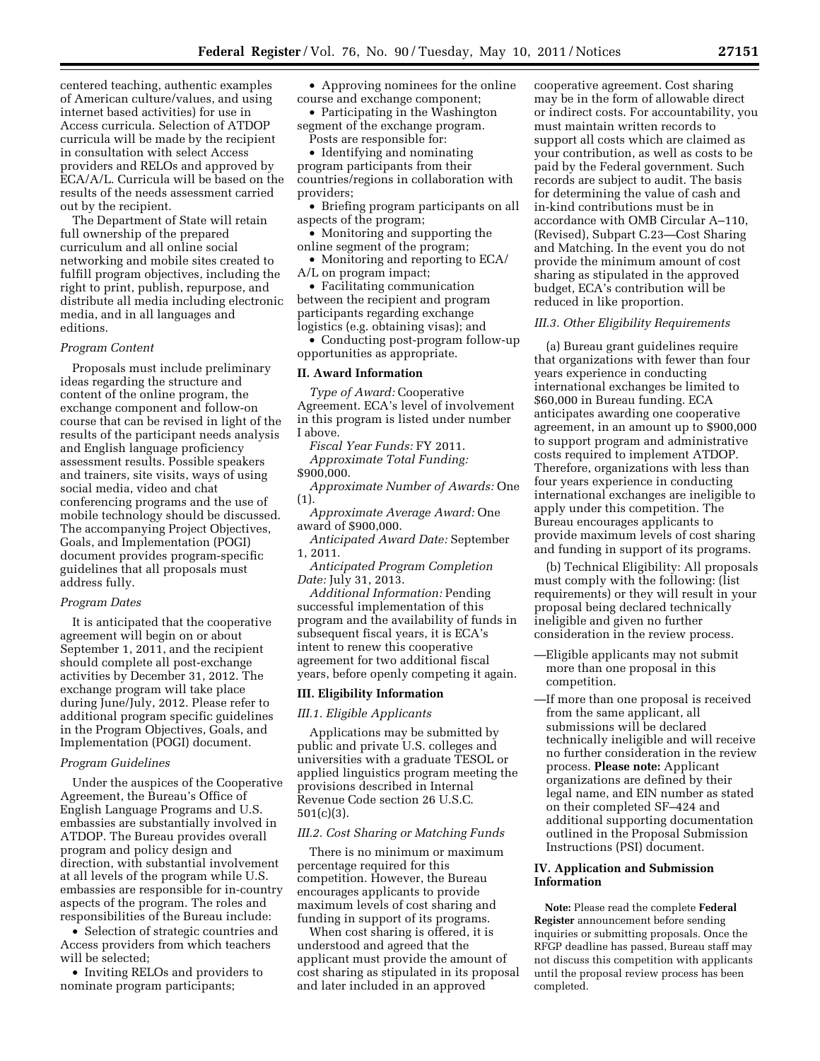centered teaching, authentic examples of American culture/values, and using internet based activities) for use in Access curricula. Selection of ATDOP curricula will be made by the recipient in consultation with select Access providers and RELOs and approved by ECA/A/L. Curricula will be based on the results of the needs assessment carried out by the recipient.

The Department of State will retain full ownership of the prepared curriculum and all online social networking and mobile sites created to fulfill program objectives, including the right to print, publish, repurpose, and distribute all media including electronic media, and in all languages and editions.

*Program Content*

Proposals must include preliminary ideas regarding the structure and content of the online program, the exchange component and follow-on course that can be revised in light of the results of the participant needs analysis and English language proficiency assessment results. Possible speakers and trainers, site visits, ways of using social media, video and chat conferencing programs and the use of mobile technology should be discussed. The accompanying Project Objectives, Goals, and Implementation (POGI) document provides program-specific guidelines that all proposals must address fully.

*Program Dates*

It is anticipated that the cooperative agreement will begin on or about September 1, 2011, and the recipient should complete all post-exchange activities by December 31, 2012. The exchange program will take place during June/July, 2012. Please refer to additional program specific guidelines in the Program Objectives, Goals, and Implementation (POGI) document.

*Program Guidelines*

Under the auspices of the Cooperative Agreement, the Bureau's Office of English Language Programs and U.S. embassies are substantially involved in ATDOP. The Bureau provides overall program and policy design and direction, with substantial involvement at all levels of the program while U.S. embassies are responsible for in-country aspects of the program. The roles and responsibilities of the Bureau include:

- Selection of strategic countries and Access providers from which teachers will be selected;
- Inviting RELOs and providers to nominate program participants;
- Approving nominees for the online course and exchange component;
- Participating in the Washington segment of the exchange program.

Posts are responsible for:

- Identifying and nominating program participants from their countries/regions in collaboration with providers;
- Briefing program participants on all aspects of the program;
- Monitoring and supporting the online segment of the program;
- Monitoring and reporting to ECA/A/L on program impact;
- Facilitating communication between the recipient and program participants regarding exchange logistics (e.g. obtaining visas); and
- Conducting post-program follow-up opportunities as appropriate.

## II. Award Information

*Type of Award:* Cooperative Agreement. ECA's level of involvement in this program is listed under number I above.

*Fiscal Year Funds:* FY 2011.

*Approximate Total Funding:* $900,000.

*Approximate Number of Awards:* One (1).

*Approximate Average Award:* One award of $900,000.

*Anticipated Award Date:* September 1, 2011.

*Anticipated Program Completion Date:* July 31, 2013.

*Additional Information:* Pending successful implementation of this program and the availability of funds in subsequent fiscal years, it is ECA's intent to renew this cooperative agreement for two additional fiscal years, before openly competing it again.

## III. Eligibility Information

*III.1. Eligible Applicants*

Applications may be submitted by public and private U.S. colleges and universities with a graduate TESOL or applied linguistics program meeting the provisions described in Internal Revenue Code section 26 U.S.C. 501(c)(3).

*III.2. Cost Sharing or Matching Funds*

There is no minimum or maximum percentage required for this competition. However, the Bureau encourages applicants to provide maximum levels of cost sharing and funding in support of its programs.

When cost sharing is offered, it is understood and agreed that the applicant must provide the amount of cost sharing as stipulated in its proposal and later included in an approved cooperative agreement. Cost sharing may be in the form of allowable direct or indirect costs. For accountability, you must maintain written records to support all costs which are claimed as your contribution, as well as costs to be paid by the Federal government. Such records are subject to audit. The basis for determining the value of cash and in-kind contributions must be in accordance with OMB Circular A–110, (Revised), Subpart C.23—Cost Sharing and Matching. In the event you do not provide the minimum amount of cost sharing as stipulated in the approved budget, ECA's contribution will be reduced in like proportion.

*III.3. Other Eligibility Requirements*

(a) Bureau grant guidelines require that organizations with fewer than four years experience in conducting international exchanges be limited to $60,000 in Bureau funding. ECA anticipates awarding one cooperative agreement, in an amount up to $900,000 to support program and administrative costs required to implement ATDOP. Therefore, organizations with less than four years experience in conducting international exchanges are ineligible to apply under this competition. The Bureau encourages applicants to provide maximum levels of cost sharing and funding in support of its programs.

(b) Technical Eligibility: All proposals must comply with the following: (list requirements) or they will result in your proposal being declared technically ineligible and given no further consideration in the review process.

—Eligible applicants may not submit more than one proposal in this competition.

—If more than one proposal is received from the same applicant, all submissions will be declared technically ineligible and will receive no further consideration in the review process. **Please note:** Applicant organizations are defined by their legal name, and EIN number as stated on their completed SF–424 and additional supporting documentation outlined in the Proposal Submission Instructions (PSI) document.

## IV. Application and Submission Information

**Note:** Please read the complete **Federal Register** announcement before sending inquiries or submitting proposals. Once the RFGP deadline has passed, Bureau staff may not discuss this competition with applicants until the proposal review process has been completed.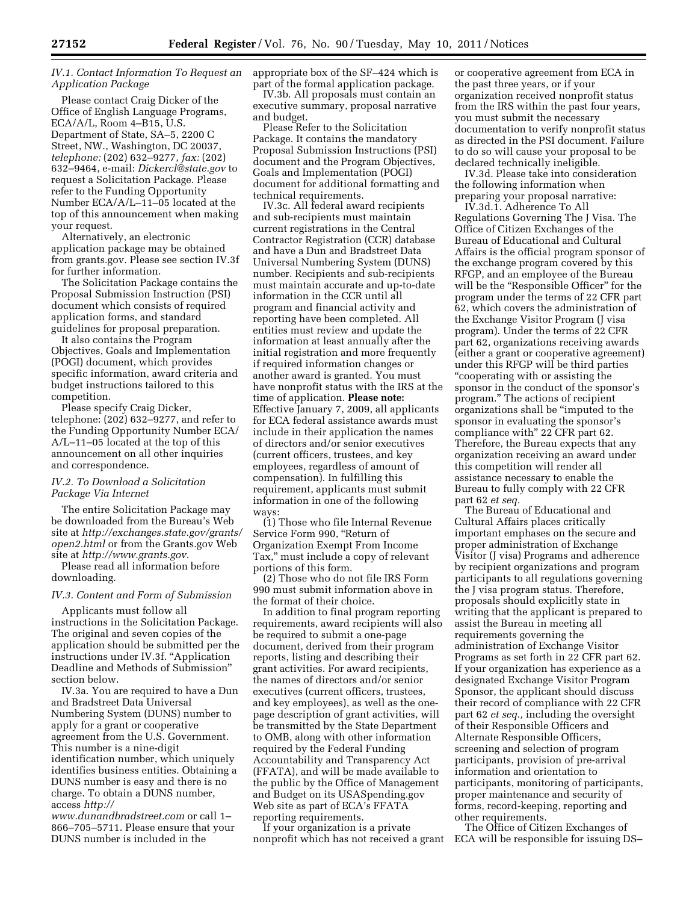### IV.1. Contact Information To Request an Application Package

Please contact Craig Dicker of the Office of English Language Programs, ECA/A/L, Room 4–B15, U.S. Department of State, SA–5, 2200 C Street, NW., Washington, DC 20037, *telephone:* (202) 632–9277, *fax:* (202) 632–9464, e-mail: *Dickercl@state.gov* to request a Solicitation Package. Please refer to the Funding Opportunity Number ECA/A/L–11–05 located at the top of this announcement when making your request.

Alternatively, an electronic application package may be obtained from grants.gov. Please see section IV.3f for further information.

The Solicitation Package contains the Proposal Submission Instruction (PSI) document which consists of required application forms, and standard guidelines for proposal preparation.

It also contains the Program Objectives, Goals and Implementation (POGI) document, which provides specific information, award criteria and budget instructions tailored to this competition.

Please specify Craig Dicker, telephone: (202) 632–9277, and refer to the Funding Opportunity Number ECA/A/L–11–05 located at the top of this announcement on all other inquiries and correspondence.

### IV.2. To Download a Solicitation Package Via Internet

The entire Solicitation Package may be downloaded from the Bureau's Web site at *http://exchanges.state.gov/grants/open2.html* or from the Grants.gov Web site at *http://www.grants.gov.*

Please read all information before downloading.

### IV.3. Content and Form of Submission

Applicants must follow all instructions in the Solicitation Package. The original and seven copies of the application should be submitted per the instructions under IV.3f. "Application Deadline and Methods of Submission" section below.

IV.3a. You are required to have a Dun and Bradstreet Data Universal Numbering System (DUNS) number to apply for a grant or cooperative agreement from the U.S. Government. This number is a nine-digit identification number, which uniquely identifies business entities. Obtaining a DUNS number is easy and there is no charge. To obtain a DUNS number, access *http://www.dunandbradstreet.com* or call 1–866–705–5711. Please ensure that your DUNS number is included in the appropriate box of the SF–424 which is part of the formal application package.

IV.3b. All proposals must contain an executive summary, proposal narrative and budget.

Please Refer to the Solicitation Package. It contains the mandatory Proposal Submission Instructions (PSI) document and the Program Objectives, Goals and Implementation (POGI) document for additional formatting and technical requirements.

IV.3c. All federal award recipients and sub-recipients must maintain current registrations in the Central Contractor Registration (CCR) database and have a Dun and Bradstreet Data Universal Numbering System (DUNS) number. Recipients and sub-recipients must maintain accurate and up-to-date information in the CCR until all program and financial activity and reporting have been completed. All entities must review and update the information at least annually after the initial registration and more frequently if required information changes or another award is granted. You must have nonprofit status with the IRS at the time of application. **Please note:** Effective January 7, 2009, all applicants for ECA federal assistance awards must include in their application the names of directors and/or senior executives (current officers, trustees, and key employees, regardless of amount of compensation). In fulfilling this requirement, applicants must submit information in one of the following ways:

(1) Those who file Internal Revenue Service Form 990, "Return of Organization Exempt From Income Tax," must include a copy of relevant portions of this form.

(2) Those who do not file IRS Form 990 must submit information above in the format of their choice.

In addition to final program reporting requirements, award recipients will also be required to submit a one-page document, derived from their program reports, listing and describing their grant activities. For award recipients, the names of directors and/or senior executives (current officers, trustees, and key employees), as well as the one-page description of grant activities, will be transmitted by the State Department to OMB, along with other information required by the Federal Funding Accountability and Transparency Act (FFATA), and will be made available to the public by the Office of Management and Budget on its USASpending.gov Web site as part of ECA's FFATA reporting requirements.

If your organization is a private nonprofit which has not received a grant or cooperative agreement from ECA in the past three years, or if your organization received nonprofit status from the IRS within the past four years, you must submit the necessary documentation to verify nonprofit status as directed in the PSI document. Failure to do so will cause your proposal to be declared technically ineligible.

IV.3d. Please take into consideration the following information when preparing your proposal narrative:

IV.3d.1. Adherence To All Regulations Governing The J Visa. The Office of Citizen Exchanges of the Bureau of Educational and Cultural Affairs is the official program sponsor of the exchange program covered by this RFGP, and an employee of the Bureau will be the "Responsible Officer" for the program under the terms of 22 CFR part 62, which covers the administration of the Exchange Visitor Program (J visa program). Under the terms of 22 CFR part 62, organizations receiving awards (either a grant or cooperative agreement) under this RFGP will be third parties "cooperating with or assisting the sponsor in the conduct of the sponsor's program." The actions of recipient organizations shall be "imputed to the sponsor in evaluating the sponsor's compliance with" 22 CFR part 62. Therefore, the Bureau expects that any organization receiving an award under this competition will render all assistance necessary to enable the Bureau to fully comply with 22 CFR part 62 *et seq.*

The Bureau of Educational and Cultural Affairs places critically important emphases on the secure and proper administration of Exchange Visitor (J visa) Programs and adherence by recipient organizations and program participants to all regulations governing the J visa program status. Therefore, proposals should explicitly state in writing that the applicant is prepared to assist the Bureau in meeting all requirements governing the administration of Exchange Visitor Programs as set forth in 22 CFR part 62. If your organization has experience as a designated Exchange Visitor Program Sponsor, the applicant should discuss their record of compliance with 22 CFR part 62 *et seq.,* including the oversight of their Responsible Officers and Alternate Responsible Officers, screening and selection of program participants, provision of pre-arrival information and orientation to participants, monitoring of participants, proper maintenance and security of forms, record-keeping, reporting and other requirements.

The Office of Citizen Exchanges of ECA will be responsible for issuing DS–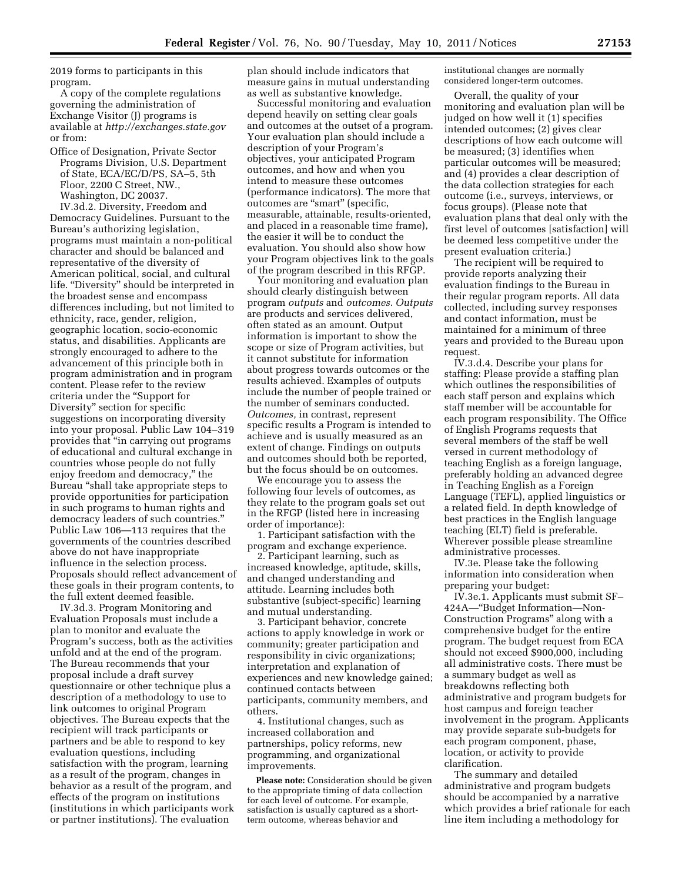2019 forms to participants in this program.

A copy of the complete regulations governing the administration of Exchange Visitor (J) programs is available at *http://exchanges.state.gov* or from:

Office of Designation, Private Sector Programs Division, U.S. Department of State, ECA/EC/D/PS, SA–5, 5th Floor, 2200 C Street, NW., Washington, DC 20037.

IV.3d.2. Diversity, Freedom and Democracy Guidelines. Pursuant to the Bureau's authorizing legislation, programs must maintain a non-political character and should be balanced and representative of the diversity of American political, social, and cultural life. "Diversity" should be interpreted in the broadest sense and encompass differences including, but not limited to ethnicity, race, gender, religion, geographic location, socio-economic status, and disabilities. Applicants are strongly encouraged to adhere to the advancement of this principle both in program administration and in program content. Please refer to the review criteria under the "Support for Diversity" section for specific suggestions on incorporating diversity into your proposal. Public Law 104–319 provides that "in carrying out programs of educational and cultural exchange in countries whose people do not fully enjoy freedom and democracy," the Bureau "shall take appropriate steps to provide opportunities for participation in such programs to human rights and democracy leaders of such countries." Public Law 106—113 requires that the governments of the countries described above do not have inappropriate influence in the selection process. Proposals should reflect advancement of these goals in their program contents, to the full extent deemed feasible.

IV.3d.3. Program Monitoring and Evaluation Proposals must include a plan to monitor and evaluate the Program's success, both as the activities unfold and at the end of the program. The Bureau recommends that your proposal include a draft survey questionnaire or other technique plus a description of a methodology to use to link outcomes to original Program objectives. The Bureau expects that the recipient will track participants or partners and be able to respond to key evaluation questions, including satisfaction with the program, learning as a result of the program, changes in behavior as a result of the program, and effects of the program on institutions (institutions in which participants work or partner institutions). The evaluation plan should include indicators that measure gains in mutual understanding as well as substantive knowledge.

Successful monitoring and evaluation depend heavily on setting clear goals and outcomes at the outset of a program. Your evaluation plan should include a description of your Program's objectives, your anticipated Program outcomes, and how and when you intend to measure these outcomes (performance indicators). The more that outcomes are "smart" (specific, measurable, attainable, results-oriented, and placed in a reasonable time frame), the easier it will be to conduct the evaluation. You should also show how your Program objectives link to the goals of the program described in this RFGP.

Your monitoring and evaluation plan should clearly distinguish between program *outputs* and *outcomes*. *Outputs* are products and services delivered, often stated as an amount. Output information is important to show the scope or size of Program activities, but it cannot substitute for information about progress towards outcomes or the results achieved. Examples of outputs include the number of people trained or the number of seminars conducted. *Outcomes,* in contrast, represent specific results a Program is intended to achieve and is usually measured as an extent of change. Findings on outputs and outcomes should both be reported, but the focus should be on outcomes.

We encourage you to assess the following four levels of outcomes, as they relate to the program goals set out in the RFGP (listed here in increasing order of importance):

1. Participant satisfaction with the program and exchange experience.
2. Participant learning, such as increased knowledge, aptitude, skills, and changed understanding and attitude. Learning includes both substantive (subject-specific) learning and mutual understanding.
3. Participant behavior, concrete actions to apply knowledge in work or community; greater participation and responsibility in civic organizations; interpretation and explanation of experiences and new knowledge gained; continued contacts between participants, community members, and others.
4. Institutional changes, such as increased collaboration and partnerships, policy reforms, new programming, and organizational improvements.

**Please note:** Consideration should be given to the appropriate timing of data collection for each level of outcome. For example, satisfaction is usually captured as a short-term outcome, whereas behavior and institutional changes are normally considered longer-term outcomes.

Overall, the quality of your monitoring and evaluation plan will be judged on how well it (1) specifies intended outcomes; (2) gives clear descriptions of how each outcome will be measured; (3) identifies when particular outcomes will be measured; and (4) provides a clear description of the data collection strategies for each outcome (i.e., surveys, interviews, or focus groups). (Please note that evaluation plans that deal only with the first level of outcomes [satisfaction] will be deemed less competitive under the present evaluation criteria.)

The recipient will be required to provide reports analyzing their evaluation findings to the Bureau in their regular program reports. All data collected, including survey responses and contact information, must be maintained for a minimum of three years and provided to the Bureau upon request.

IV.3.d.4. Describe your plans for staffing: Please provide a staffing plan which outlines the responsibilities of each staff person and explains which staff member will be accountable for each program responsibility. The Office of English Programs requests that several members of the staff be well versed in current methodology of teaching English as a foreign language, preferably holding an advanced degree in Teaching English as a Foreign Language (TEFL), applied linguistics or a related field. In depth knowledge of best practices in the English language teaching (ELT) field is preferable. Wherever possible please streamline administrative processes.

IV.3e. Please take the following information into consideration when preparing your budget:

IV.3e.1. Applicants must submit SF–424A—"Budget Information—Non-Construction Programs" along with a comprehensive budget for the entire program. The budget request from ECA should not exceed $900,000, including all administrative costs. There must be a summary budget as well as breakdowns reflecting both administrative and program budgets for host campus and foreign teacher involvement in the program. Applicants may provide separate sub-budgets for each program component, phase, location, or activity to provide clarification.

The summary and detailed administrative and program budgets should be accompanied by a narrative which provides a brief rationale for each line item including a methodology for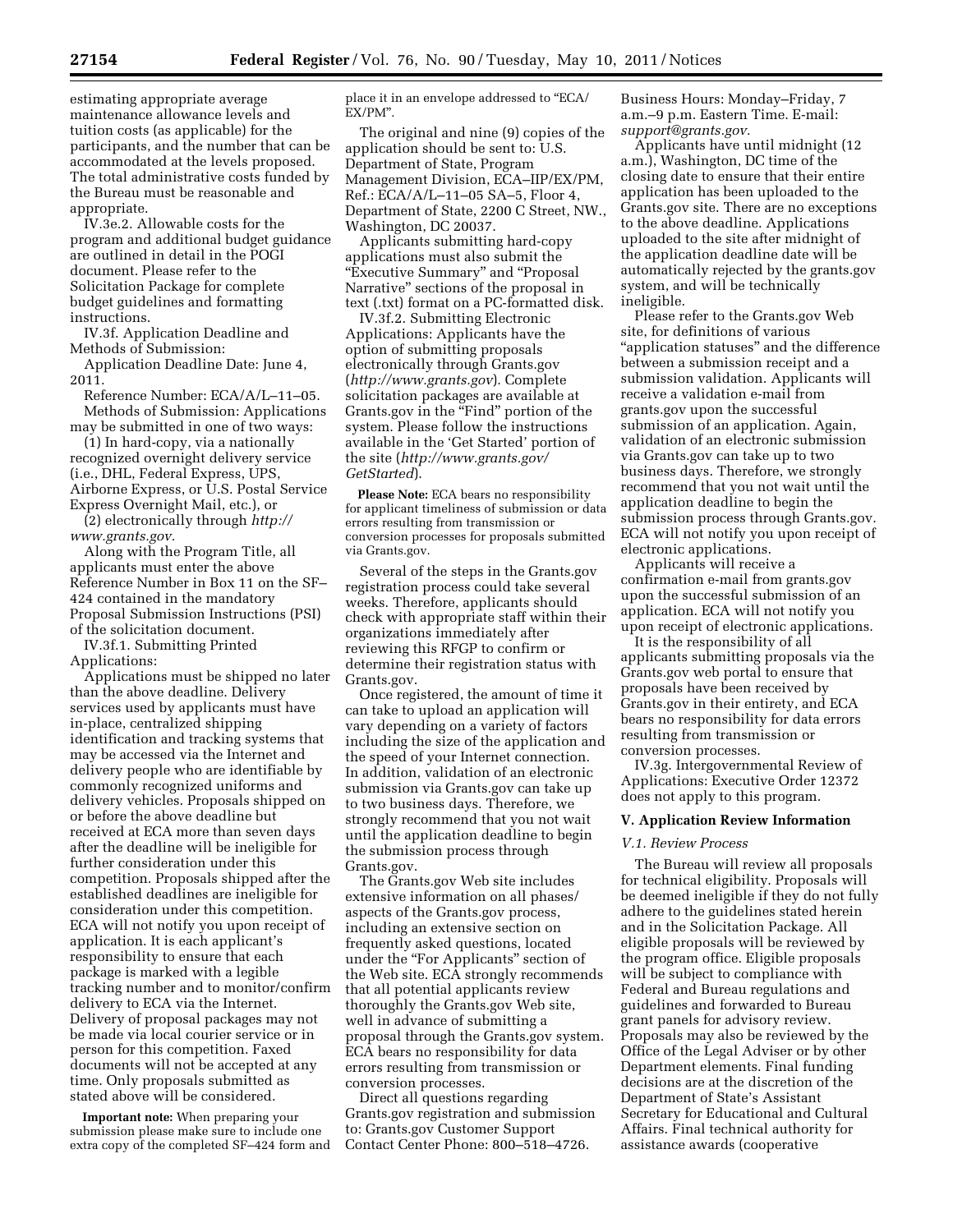estimating appropriate average maintenance allowance levels and tuition costs (as applicable) for the participants, and the number that can be accommodated at the levels proposed. The total administrative costs funded by the Bureau must be reasonable and appropriate.

IV.3e.2. Allowable costs for the program and additional budget guidance are outlined in detail in the POGI document. Please refer to the Solicitation Package for complete budget guidelines and formatting instructions.

IV.3f. Application Deadline and Methods of Submission:

Application Deadline Date: June 4, 2011.

Reference Number: ECA/A/L–11–05.

Methods of Submission: Applications may be submitted in one of two ways:

(1) In hard-copy, via a nationally recognized overnight delivery service (i.e., DHL, Federal Express, UPS, Airborne Express, or U.S. Postal Service Express Overnight Mail, etc.), or

(2) electronically through *http://www.grants.gov.*

Along with the Program Title, all applicants must enter the above Reference Number in Box 11 on the SF–424 contained in the mandatory Proposal Submission Instructions (PSI) of the solicitation document.

IV.3f.1. Submitting Printed Applications:

Applications must be shipped no later than the above deadline. Delivery services used by applicants must have in-place, centralized shipping identification and tracking systems that may be accessed via the Internet and delivery people who are identifiable by commonly recognized uniforms and delivery vehicles. Proposals shipped on or before the above deadline but received at ECA more than seven days after the deadline will be ineligible for further consideration under this competition. Proposals shipped after the established deadlines are ineligible for consideration under this competition. ECA will not notify you upon receipt of application. It is each applicant's responsibility to ensure that each package is marked with a legible tracking number and to monitor/confirm delivery to ECA via the Internet. Delivery of proposal packages may not be made via local courier service or in person for this competition. Faxed documents will not be accepted at any time. Only proposals submitted as stated above will be considered.

**Important note:** When preparing your submission please make sure to include one extra copy of the completed SF–424 form and place it in an envelope addressed to "ECA/EX/PM".

The original and nine (9) copies of the application should be sent to: U.S. Department of State, Program Management Division, ECA–IIP/EX/PM, Ref.: ECA/A/L–11–05 SA–5, Floor 4, Department of State, 2200 C Street, NW., Washington, DC 20037.

Applicants submitting hard-copy applications must also submit the "Executive Summary" and "Proposal Narrative" sections of the proposal in text (.txt) format on a PC-formatted disk.

IV.3f.2. Submitting Electronic Applications: Applicants have the option of submitting proposals electronically through Grants.gov (*http://www.grants.gov*). Complete solicitation packages are available at Grants.gov in the "Find" portion of the system. Please follow the instructions available in the 'Get Started' portion of the site (*http://www.grants.gov/GetStarted*).

**Please Note:** ECA bears no responsibility for applicant timeliness of submission or data errors resulting from transmission or conversion processes for proposals submitted via Grants.gov.

Several of the steps in the Grants.gov registration process could take several weeks. Therefore, applicants should check with appropriate staff within their organizations immediately after reviewing this RFGP to confirm or determine their registration status with Grants.gov.

Once registered, the amount of time it can take to upload an application will vary depending on a variety of factors including the size of the application and the speed of your Internet connection. In addition, validation of an electronic submission via Grants.gov can take up to two business days. Therefore, we strongly recommend that you not wait until the application deadline to begin the submission process through Grants.gov.

The Grants.gov Web site includes extensive information on all phases/aspects of the Grants.gov process, including an extensive section on frequently asked questions, located under the "For Applicants" section of the Web site. ECA strongly recommends that all potential applicants review thoroughly the Grants.gov Web site, well in advance of submitting a proposal through the Grants.gov system. ECA bears no responsibility for data errors resulting from transmission or conversion processes.

Direct all questions regarding Grants.gov registration and submission to: Grants.gov Customer Support Contact Center Phone: 800–518–4726. Business Hours: Monday–Friday, 7 a.m.–9 p.m. Eastern Time. E-mail: *support@grants.gov.*

Applicants have until midnight (12 a.m.), Washington, DC time of the closing date to ensure that their entire application has been uploaded to the Grants.gov site. There are no exceptions to the above deadline. Applications uploaded to the site after midnight of the application deadline date will be automatically rejected by the grants.gov system, and will be technically ineligible.

Please refer to the Grants.gov Web site, for definitions of various "application statuses" and the difference between a submission receipt and a submission validation. Applicants will receive a validation e-mail from grants.gov upon the successful submission of an application. Again, validation of an electronic submission via Grants.gov can take up to two business days. Therefore, we strongly recommend that you not wait until the application deadline to begin the submission process through Grants.gov. ECA will not notify you upon receipt of electronic applications.

Applicants will receive a confirmation e-mail from grants.gov upon the successful submission of an application. ECA will not notify you upon receipt of electronic applications.

It is the responsibility of all applicants submitting proposals via the Grants.gov web portal to ensure that proposals have been received by Grants.gov in their entirety, and ECA bears no responsibility for data errors resulting from transmission or conversion processes.

IV.3g. Intergovernmental Review of Applications: Executive Order 12372 does not apply to this program.

## V. Application Review Information

### *V.1. Review Process*

The Bureau will review all proposals for technical eligibility. Proposals will be deemed ineligible if they do not fully adhere to the guidelines stated herein and in the Solicitation Package. All eligible proposals will be reviewed by the program office. Eligible proposals will be subject to compliance with Federal and Bureau regulations and guidelines and forwarded to Bureau grant panels for advisory review. Proposals may also be reviewed by the Office of the Legal Adviser or by other Department elements. Final funding decisions are at the discretion of the Department of State's Assistant Secretary for Educational and Cultural Affairs. Final technical authority for assistance awards (cooperative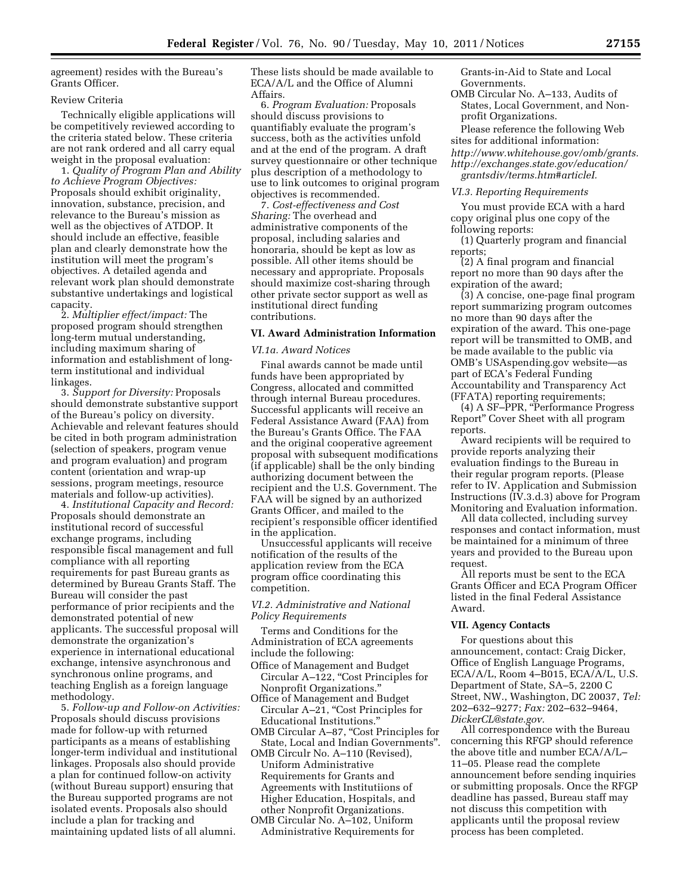agreement) resides with the Bureau's Grants Officer.

Review Criteria

Technically eligible applications will be competitively reviewed according to the criteria stated below. These criteria are not rank ordered and all carry equal weight in the proposal evaluation:

1. *Quality of Program Plan and Ability to Achieve Program Objectives:* Proposals should exhibit originality, innovation, substance, precision, and relevance to the Bureau's mission as well as the objectives of ATDOP. It should include an effective, feasible plan and clearly demonstrate how the institution will meet the program's objectives. A detailed agenda and relevant work plan should demonstrate substantive undertakings and logistical capacity.

2. *Multiplier effect/impact:* The proposed program should strengthen long-term mutual understanding, including maximum sharing of information and establishment of long-term institutional and individual linkages.

3. *Support for Diversity:* Proposals should demonstrate substantive support of the Bureau's policy on diversity. Achievable and relevant features should be cited in both program administration (selection of speakers, program venue and program evaluation) and program content (orientation and wrap-up sessions, program meetings, resource materials and follow-up activities).

4. *Institutional Capacity and Record:* Proposals should demonstrate an institutional record of successful exchange programs, including responsible fiscal management and full compliance with all reporting requirements for past Bureau grants as determined by Bureau Grants Staff. The Bureau will consider the past performance of prior recipients and the demonstrated potential of new applicants. The successful proposal will demonstrate the organization's experience in international educational exchange, intensive asynchronous and synchronous online programs, and teaching English as a foreign language methodology.

5. *Follow-up and Follow-on Activities:* Proposals should discuss provisions made for follow-up with returned participants as a means of establishing longer-term individual and institutional linkages. Proposals also should provide a plan for continued follow-on activity (without Bureau support) ensuring that the Bureau supported programs are not isolated events. Proposals also should include a plan for tracking and maintaining updated lists of all alumni. These lists should be made available to ECA/A/L and the Office of Alumni Affairs.

6. *Program Evaluation:* Proposals should discuss provisions to quantifiably evaluate the program's success, both as the activities unfold and at the end of the program. A draft survey questionnaire or other technique plus description of a methodology to use to link outcomes to original program objectives is recommended.

7. *Cost-effectiveness and Cost Sharing:* The overhead and administrative components of the proposal, including salaries and honoraria, should be kept as low as possible. All other items should be necessary and appropriate. Proposals should maximize cost-sharing through other private sector support as well as institutional direct funding contributions.

## VI. Award Administration Information

### *VI.1a. Award Notices*

Final awards cannot be made until funds have been appropriated by Congress, allocated and committed through internal Bureau procedures. Successful applicants will receive an Federal Assistance Award (FAA) from the Bureau's Grants Office. The FAA and the original cooperative agreement proposal with subsequent modifications (if applicable) shall be the only binding authorizing document between the recipient and the U.S. Government. The FAA will be signed by an authorized Grants Officer, and mailed to the recipient's responsible officer identified in the application.

Unsuccessful applicants will receive notification of the results of the application review from the ECA program office coordinating this competition.

### *VI.2. Administrative and National Policy Requirements*

Terms and Conditions for the Administration of ECA agreements include the following:

Office of Management and Budget Circular A–122, "Cost Principles for Nonprofit Organizations."
Office of Management and Budget Circular A–21, "Cost Principles for Educational Institutions."
OMB Circular A–87, "Cost Principles for State, Local and Indian Governments".
OMB Circulr No. A–110 (Revised), Uniform Administrative Requirements for Grants and Agreements with Institutiions of Higher Education, Hospitals, and other Nonprofit Organizations.
OMB Circular No. A–102, Uniform Administrative Requirements for Grants-in-Aid to State and Local Governments.
OMB Circular No. A–133, Audits of States, Local Government, and Non-profit Organizations.

Please reference the following Web sites for additional information:
*http://www.whitehouse.gov/omb/grants.*
*http://exchanges.state.gov/education/grantsdiv/terms.htm#articleI.*

### *VI.3. Reporting Requirements*

You must provide ECA with a hard copy original plus one copy of the following reports:

(1) Quarterly program and financial reports;

(2) A final program and financial report no more than 90 days after the expiration of the award;

(3) A concise, one-page final program report summarizing program outcomes no more than 90 days after the expiration of the award. This one-page report will be transmitted to OMB, and be made available to the public via OMB's USAspending.gov website—as part of ECA's Federal Funding Accountability and Transparency Act (FFATA) reporting requirements;

(4) A SF–PPR, "Performance Progress Report" Cover Sheet with all program reports.

Award recipients will be required to provide reports analyzing their evaluation findings to the Bureau in their regular program reports. (Please refer to IV. Application and Submission Instructions (IV.3.d.3) above for Program Monitoring and Evaluation information.

All data collected, including survey responses and contact information, must be maintained for a minimum of three years and provided to the Bureau upon request.

All reports must be sent to the ECA Grants Officer and ECA Program Officer listed in the final Federal Assistance Award.

## VII. Agency Contacts

For questions about this announcement, contact: Craig Dicker, Office of English Language Programs, ECA/A/L, Room 4–B015, ECA/A/L, U.S. Department of State, SA–5, 2200 C Street, NW., Washington, DC 20037, *Tel:* 202–632–9277; *Fax:* 202–632–9464, *DickerCL@state.gov.*

All correspondence with the Bureau concerning this RFGP should reference the above title and number ECA/A/L–11–05. Please read the complete announcement before sending inquiries or submitting proposals. Once the RFGP deadline has passed, Bureau staff may not discuss this competition with applicants until the proposal review process has been completed.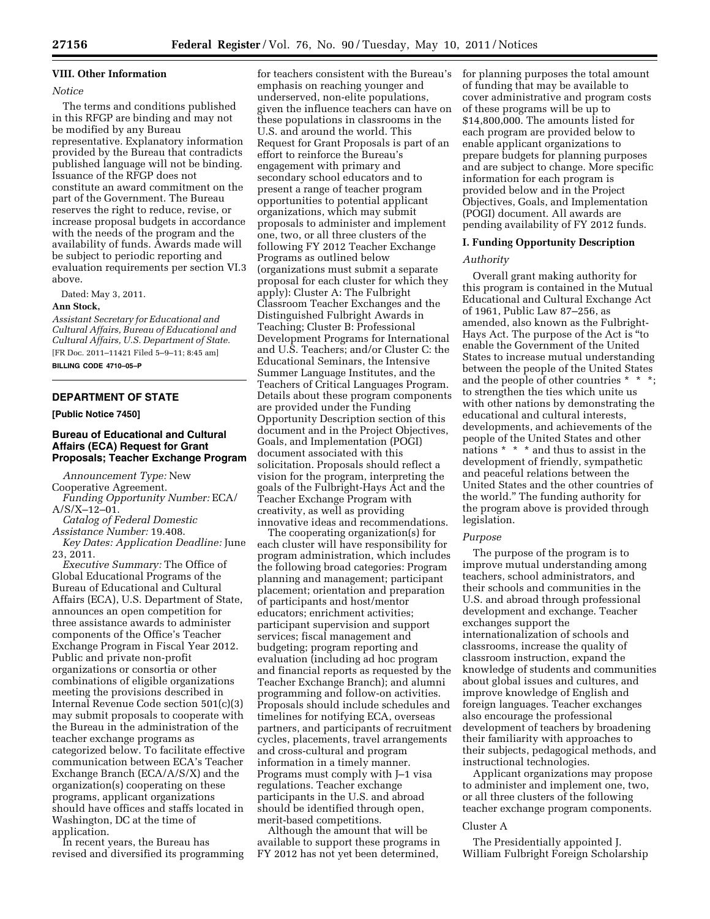## VIII. Other Information

*Notice*

The terms and conditions published in this RFGP are binding and may not be modified by any Bureau representative. Explanatory information provided by the Bureau that contradicts published language will not be binding. Issuance of the RFGP does not constitute an award commitment on the part of the Government. The Bureau reserves the right to reduce, revise, or increase proposal budgets in accordance with the needs of the program and the availability of funds. Awards made will be subject to periodic reporting and evaluation requirements per section VI.3 above.

Dated: May 3, 2011.

**Ann Stock,**

*Assistant Secretary for Educational and Cultural Affairs, Bureau of Educational and Cultural Affairs, U.S. Department of State.*

[FR Doc. 2011–11421 Filed 5–9–11; 8:45 am]

**BILLING CODE 4710–05–P**

---

## DEPARTMENT OF STATE

**[Public Notice 7450]**

## Bureau of Educational and Cultural Affairs (ECA) Request for Grant Proposals; Teacher Exchange Program

*Announcement Type:* New Cooperative Agreement.

*Funding Opportunity Number:* ECA/A/S/X–12–01.

*Catalog of Federal Domestic Assistance Number:* 19.408.

*Key Dates: Application Deadline:* June 23, 2011.

*Executive Summary:* The Office of Global Educational Programs of the Bureau of Educational and Cultural Affairs (ECA), U.S. Department of State, announces an open competition for three assistance awards to administer components of the Office's Teacher Exchange Program in Fiscal Year 2012. Public and private non-profit organizations or consortia or other combinations of eligible organizations meeting the provisions described in Internal Revenue Code section 501(c)(3) may submit proposals to cooperate with the Bureau in the administration of the teacher exchange programs as categorized below. To facilitate effective communication between ECA's Teacher Exchange Branch (ECA/A/S/X) and the organization(s) cooperating on these programs, applicant organizations should have offices and staffs located in Washington, DC at the time of application.

In recent years, the Bureau has revised and diversified its programming for teachers consistent with the Bureau's emphasis on reaching younger and underserved, non-elite populations, given the influence teachers can have on these populations in classrooms in the U.S. and around the world. This Request for Grant Proposals is part of an effort to reinforce the Bureau's engagement with primary and secondary school educators and to present a range of teacher program opportunities to potential applicant organizations, which may submit proposals to administer and implement one, two, or all three clusters of the following FY 2012 Teacher Exchange Programs as outlined below (organizations must submit a separate proposal for each cluster for which they apply): Cluster A: The Fulbright Classroom Teacher Exchanges and the Distinguished Fulbright Awards in Teaching; Cluster B: Professional Development Programs for International and U.S. Teachers; and/or Cluster C: the Educational Seminars, the Intensive Summer Language Institutes, and the Teachers of Critical Languages Program. Details about these program components are provided under the Funding Opportunity Description section of this document and in the Project Objectives, Goals, and Implementation (POGI) document associated with this solicitation. Proposals should reflect a vision for the program, interpreting the goals of the Fulbright-Hays Act and the Teacher Exchange Program with creativity, as well as providing innovative ideas and recommendations.

The cooperating organization(s) for each cluster will have responsibility for program administration, which includes the following broad categories: Program planning and management; participant placement; orientation and preparation of participants and host/mentor educators; enrichment activities; participant supervision and support services; fiscal management and budgeting; program reporting and evaluation (including ad hoc program and financial reports as requested by the Teacher Exchange Branch); and alumni programming and follow-on activities. Proposals should include schedules and timelines for notifying ECA, overseas partners, and participants of recruitment cycles, placements, travel arrangements and cross-cultural and program information in a timely manner. Programs must comply with J–1 visa regulations. Teacher exchange participants in the U.S. and abroad should be identified through open, merit-based competitions.

Although the amount that will be available to support these programs in FY 2012 has not yet been determined, for planning purposes the total amount of funding that may be available to cover administrative and program costs of these programs will be up to $14,800,000. The amounts listed for each program are provided below to enable applicant organizations to prepare budgets for planning purposes and are subject to change. More specific information for each program is provided below and in the Project Objectives, Goals, and Implementation (POGI) document. All awards are pending availability of FY 2012 funds.

## I. Funding Opportunity Description

*Authority*

Overall grant making authority for this program is contained in the Mutual Educational and Cultural Exchange Act of 1961, Public Law 87–256, as amended, also known as the Fulbright-Hays Act. The purpose of the Act is "to enable the Government of the United States to increase mutual understanding between the people of the United States and the people of other countries * * *; to strengthen the ties which unite us with other nations by demonstrating the educational and cultural interests, developments, and achievements of the people of the United States and other nations * * * and thus to assist in the development of friendly, sympathetic and peaceful relations between the United States and the other countries of the world." The funding authority for the program above is provided through legislation.

*Purpose*

The purpose of the program is to improve mutual understanding among teachers, school administrators, and their schools and communities in the U.S. and abroad through professional development and exchange. Teacher exchanges support the internationalization of schools and classrooms, increase the quality of classroom instruction, expand the knowledge of students and communities about global issues and cultures, and improve knowledge of English and foreign languages. Teacher exchanges also encourage the professional development of teachers by broadening their familiarity with approaches to their subjects, pedagogical methods, and instructional technologies.

Applicant organizations may propose to administer and implement one, two, or all three clusters of the following teacher exchange program components.

Cluster A

The Presidentially appointed J. William Fulbright Foreign Scholarship